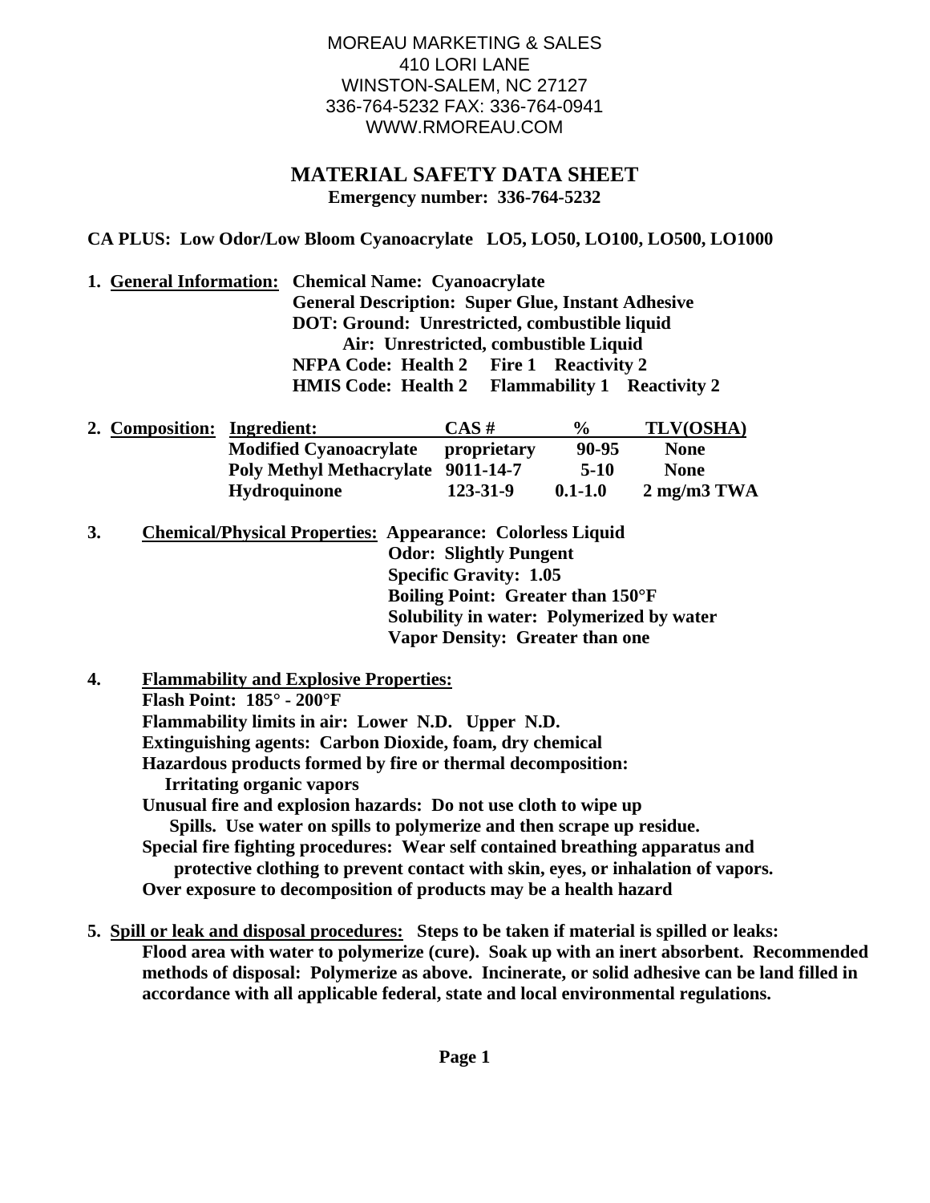MOREAU MARKETING & SALES
410 LORI LANE
WINSTON-SALEM, NC 27127
336-764-5232 FAX: 336-764-0941
WWW.RMOREAU.COM

# MATERIAL SAFETY DATA SHEET

**Emergency number: 336-764-5232**

**CA PLUS: Low Odor/Low Bloom Cyanoacrylate LO5, LO50, LO100, LO500, LO1000**

**1. General Information:**
- **Chemical Name: Cyanoacrylate**
- **General Description: Super Glue, Instant Adhesive**
- **DOT: Ground: Unrestricted, combustible liquid**
  - **Air: Unrestricted, combustible Liquid**
- **NFPA Code: Health 2 Fire 1 Reactivity 2**
- **HMIS Code: Health 2 Flammability 1 Reactivity 2**

**2. Composition:**

| Ingredient: | CAS # | % | TLV(OSHA) |
|---|---|---|---|
| Modified Cyanoacrylate | proprietary | 90-95 | None |
| Poly Methyl Methacrylate | 9011-14-7 | 5-10 | None |
| Hydroquinone | 123-31-9 | 0.1-1.0 | 2 mg/m3 TWA |

**3. Chemical/Physical Properties:**
- **Appearance: Colorless Liquid**
- **Odor: Slightly Pungent**
- **Specific Gravity: 1.05**
- **Boiling Point: Greater than 150°F**
- **Solubility in water: Polymerized by water**
- **Vapor Density: Greater than one**

**4. Flammability and Explosive Properties:**

**Flash Point: 185° - 200°F**
**Flammability limits in air: Lower N.D. Upper N.D.**
**Extinguishing agents: Carbon Dioxide, foam, dry chemical**
**Hazardous products formed by fire or thermal decomposition: Irritating organic vapors**
**Unusual fire and explosion hazards: Do not use cloth to wipe up Spills. Use water on spills to polymerize and then scrape up residue.**
**Special fire fighting procedures: Wear self contained breathing apparatus and protective clothing to prevent contact with skin, eyes, or inhalation of vapors.**
**Over exposure to decomposition of products may be a health hazard**

**5. Spill or leak and disposal procedures: Steps to be taken if material is spilled or leaks:**
**Flood area with water to polymerize (cure). Soak up with an inert absorbent. Recommended methods of disposal: Polymerize as above. Incinerate, or solid adhesive can be land filled in accordance with all applicable federal, state and local environmental regulations.**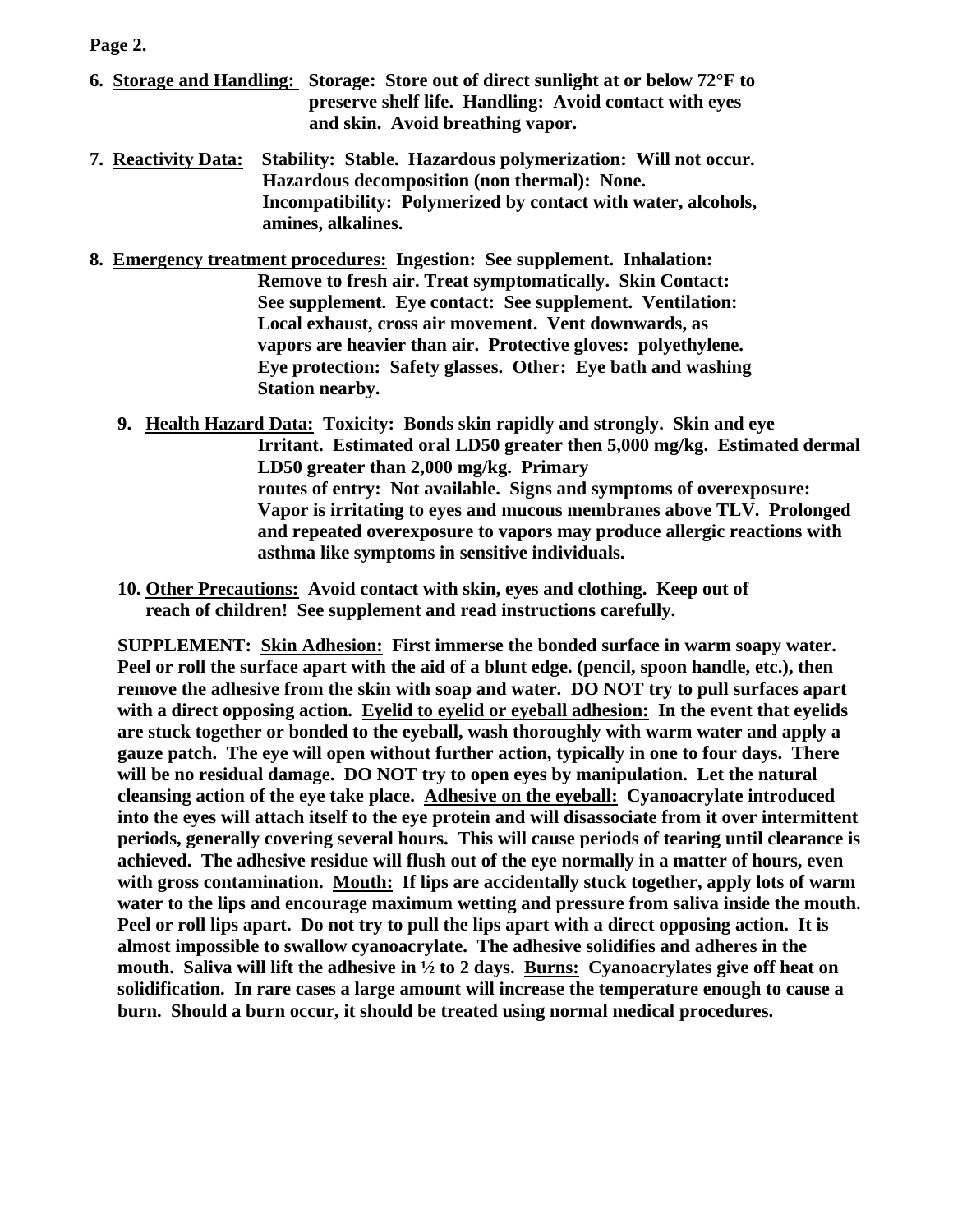**6. <u>Storage and Handling:</u> Storage: Store out of direct sunlight at or below 72°F to preserve shelf life. Handling: Avoid contact with eyes and skin. Avoid breathing vapor.**

**7. <u>Reactivity Data:</u> Stability: Stable. Hazardous polymerization: Will not occur. Hazardous decomposition (non thermal): None. Incompatibility: Polymerized by contact with water, alcohols, amines, alkalines.**

**8. <u>Emergency treatment procedures:</u> Ingestion: See supplement. Inhalation: Remove to fresh air. Treat symptomatically. Skin Contact: See supplement. Eye contact: See supplement. Ventilation: Local exhaust, cross air movement. Vent downwards, as vapors are heavier than air. Protective gloves: polyethylene. Eye protection: Safety glasses. Other: Eye bath and washing Station nearby.**

**9. <u>Health Hazard Data:</u> Toxicity: Bonds skin rapidly and strongly. Skin and eye Irritant. Estimated oral LD50 greater then 5,000 mg/kg. Estimated dermal LD50 greater than 2,000 mg/kg. Primary routes of entry: Not available. Signs and symptoms of overexposure: Vapor is irritating to eyes and mucous membranes above TLV. Prolonged and repeated overexposure to vapors may produce allergic reactions with asthma like symptoms in sensitive individuals.**

**10. <u>Other Precautions:</u> Avoid contact with skin, eyes and clothing. Keep out of reach of children! See supplement and read instructions carefully.**

**SUPPLEMENT: <u>Skin Adhesion:</u> First immerse the bonded surface in warm soapy water. Peel or roll the surface apart with the aid of a blunt edge. (pencil, spoon handle, etc.), then remove the adhesive from the skin with soap and water. DO NOT try to pull surfaces apart with a direct opposing action. <u>Eyelid to eyelid or eyeball adhesion:</u> In the event that eyelids are stuck together or bonded to the eyeball, wash thoroughly with warm water and apply a gauze patch. The eye will open without further action, typically in one to four days. There will be no residual damage. DO NOT try to open eyes by manipulation. Let the natural cleansing action of the eye take place. <u>Adhesive on the eyeball:</u> Cyanoacrylate introduced into the eyes will attach itself to the eye protein and will disassociate from it over intermittent periods, generally covering several hours. This will cause periods of tearing until clearance is achieved. The adhesive residue will flush out of the eye normally in a matter of hours, even with gross contamination. <u>Mouth:</u> If lips are accidentally stuck together, apply lots of warm water to the lips and encourage maximum wetting and pressure from saliva inside the mouth. Peel or roll lips apart. Do not try to pull the lips apart with a direct opposing action. It is almost impossible to swallow cyanoacrylate. The adhesive solidifies and adheres in the mouth. Saliva will lift the adhesive in ½ to 2 days. <u>Burns:</u> Cyanoacrylates give off heat on solidification. In rare cases a large amount will increase the temperature enough to cause a burn. Should a burn occur, it should be treated using normal medical procedures.**